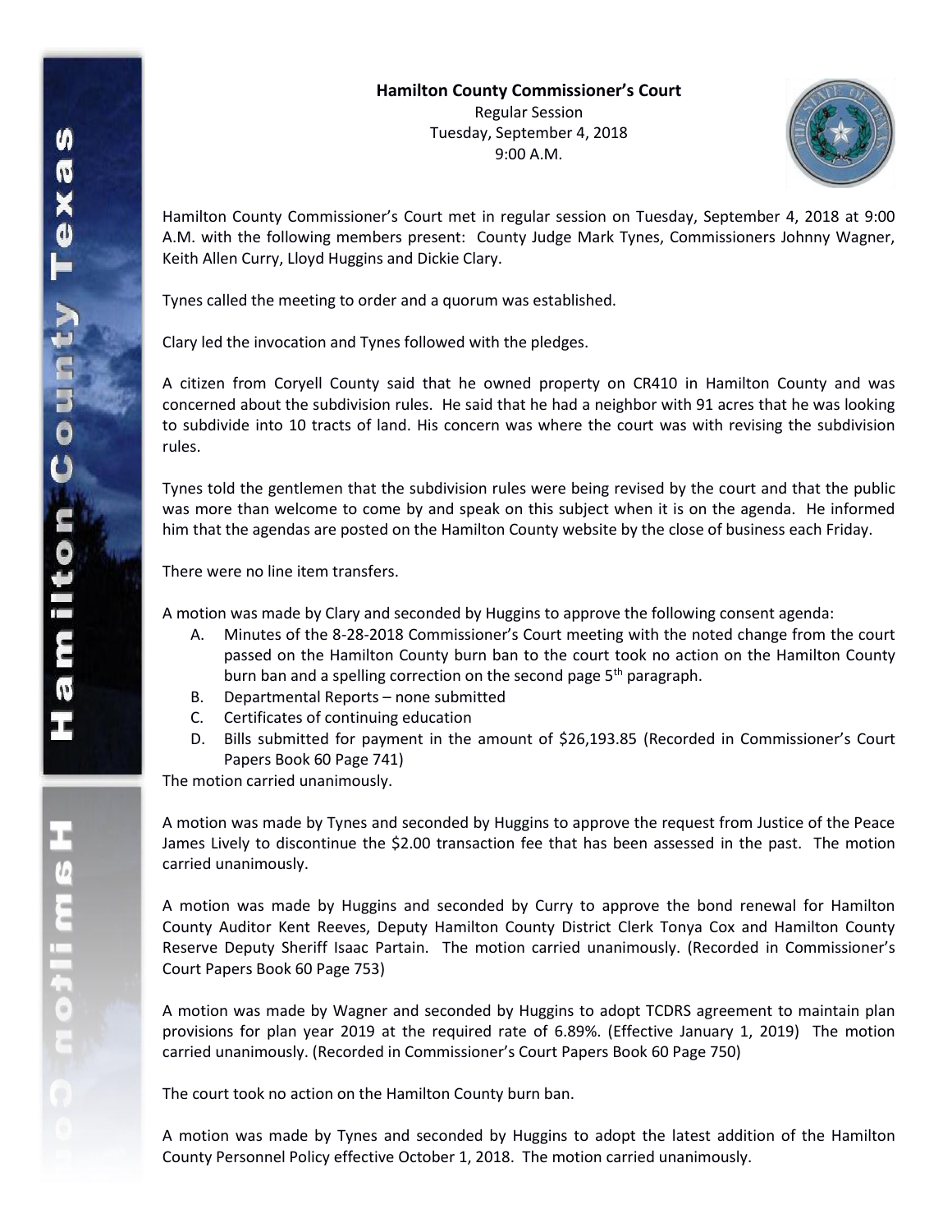**Hamilton County Commissioner's Court**
Regular Session
Tuesday, September 4, 2018
9:00 A.M.

Hamilton County Commissioner's Court met in regular session on Tuesday, September 4, 2018 at 9:00 A.M. with the following members present: County Judge Mark Tynes, Commissioners Johnny Wagner, Keith Allen Curry, Lloyd Huggins and Dickie Clary.

Tynes called the meeting to order and a quorum was established.

Clary led the invocation and Tynes followed with the pledges.

A citizen from Coryell County said that he owned property on CR410 in Hamilton County and was concerned about the subdivision rules. He said that he had a neighbor with 91 acres that he was looking to subdivide into 10 tracts of land. His concern was where the court was with revising the subdivision rules.

Tynes told the gentlemen that the subdivision rules were being revised by the court and that the public was more than welcome to come by and speak on this subject when it is on the agenda. He informed him that the agendas are posted on the Hamilton County website by the close of business each Friday.

There were no line item transfers.

A motion was made by Clary and seconded by Huggins to approve the following consent agenda:

A. Minutes of the 8-28-2018 Commissioner's Court meeting with the noted change from the court passed on the Hamilton County burn ban to the court took no action on the Hamilton County burn ban and a spelling correction on the second page 5th paragraph.
B. Departmental Reports – none submitted
C. Certificates of continuing education
D. Bills submitted for payment in the amount of $26,193.85 (Recorded in Commissioner's Court Papers Book 60 Page 741)

The motion carried unanimously.

A motion was made by Tynes and seconded by Huggins to approve the request from Justice of the Peace James Lively to discontinue the $2.00 transaction fee that has been assessed in the past. The motion carried unanimously.

A motion was made by Huggins and seconded by Curry to approve the bond renewal for Hamilton County Auditor Kent Reeves, Deputy Hamilton County District Clerk Tonya Cox and Hamilton County Reserve Deputy Sheriff Isaac Partain. The motion carried unanimously. (Recorded in Commissioner's Court Papers Book 60 Page 753)

A motion was made by Wagner and seconded by Huggins to adopt TCDRS agreement to maintain plan provisions for plan year 2019 at the required rate of 6.89%. (Effective January 1, 2019) The motion carried unanimously. (Recorded in Commissioner's Court Papers Book 60 Page 750)

The court took no action on the Hamilton County burn ban.

A motion was made by Tynes and seconded by Huggins to adopt the latest addition of the Hamilton County Personnel Policy effective October 1, 2018. The motion carried unanimously.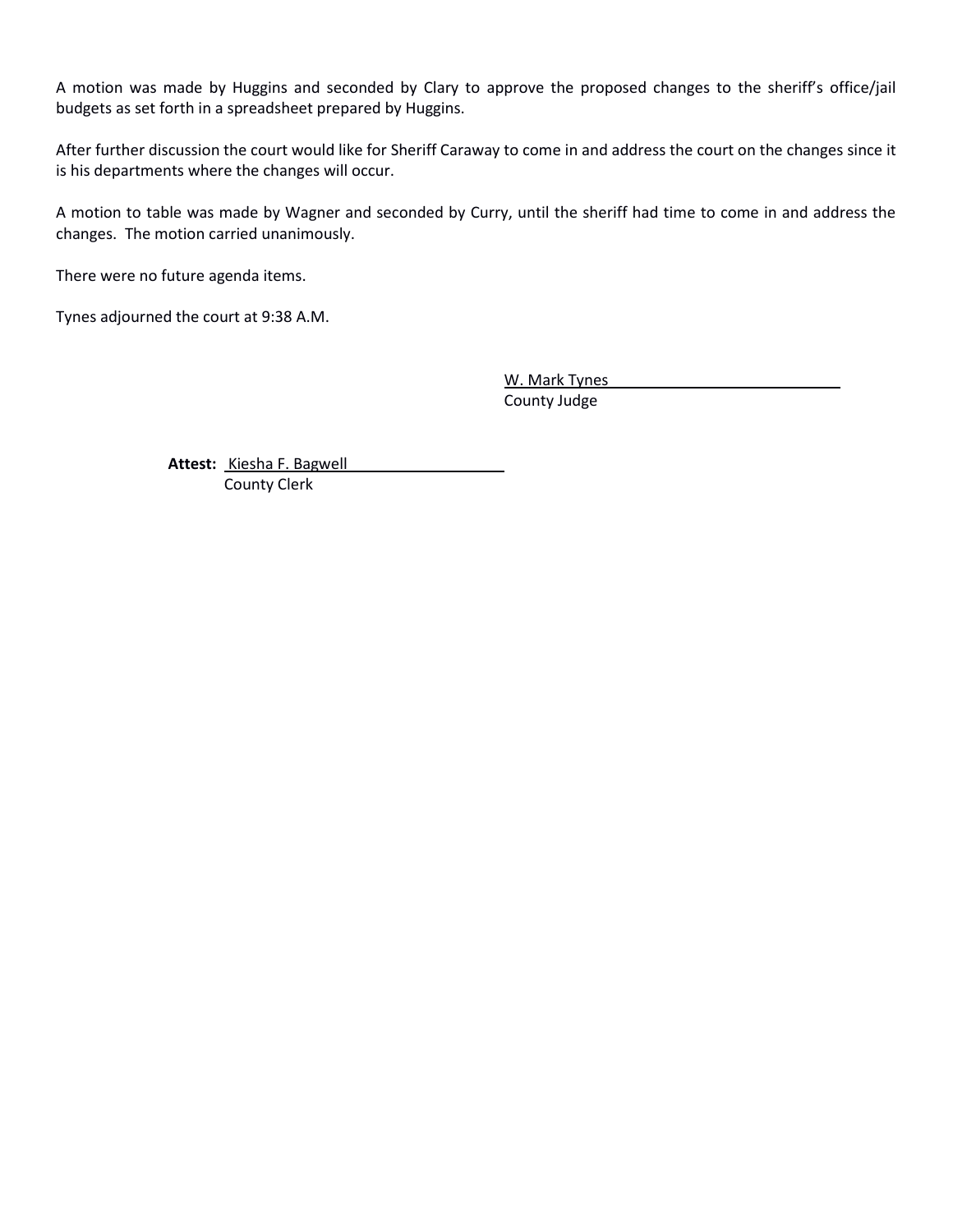A motion was made by Huggins and seconded by Clary to approve the proposed changes to the sheriff's office/jail budgets as set forth in a spreadsheet prepared by Huggins.

After further discussion the court would like for Sheriff Caraway to come in and address the court on the changes since it is his departments where the changes will occur.

A motion to table was made by Wagner and seconded by Curry, until the sheriff had time to come in and address the changes. The motion carried unanimously.

There were no future agenda items.

Tynes adjourned the court at 9:38 A.M.

W. Mark Tynes
County Judge

**Attest:** Kiesha F. Bagwell
County Clerk